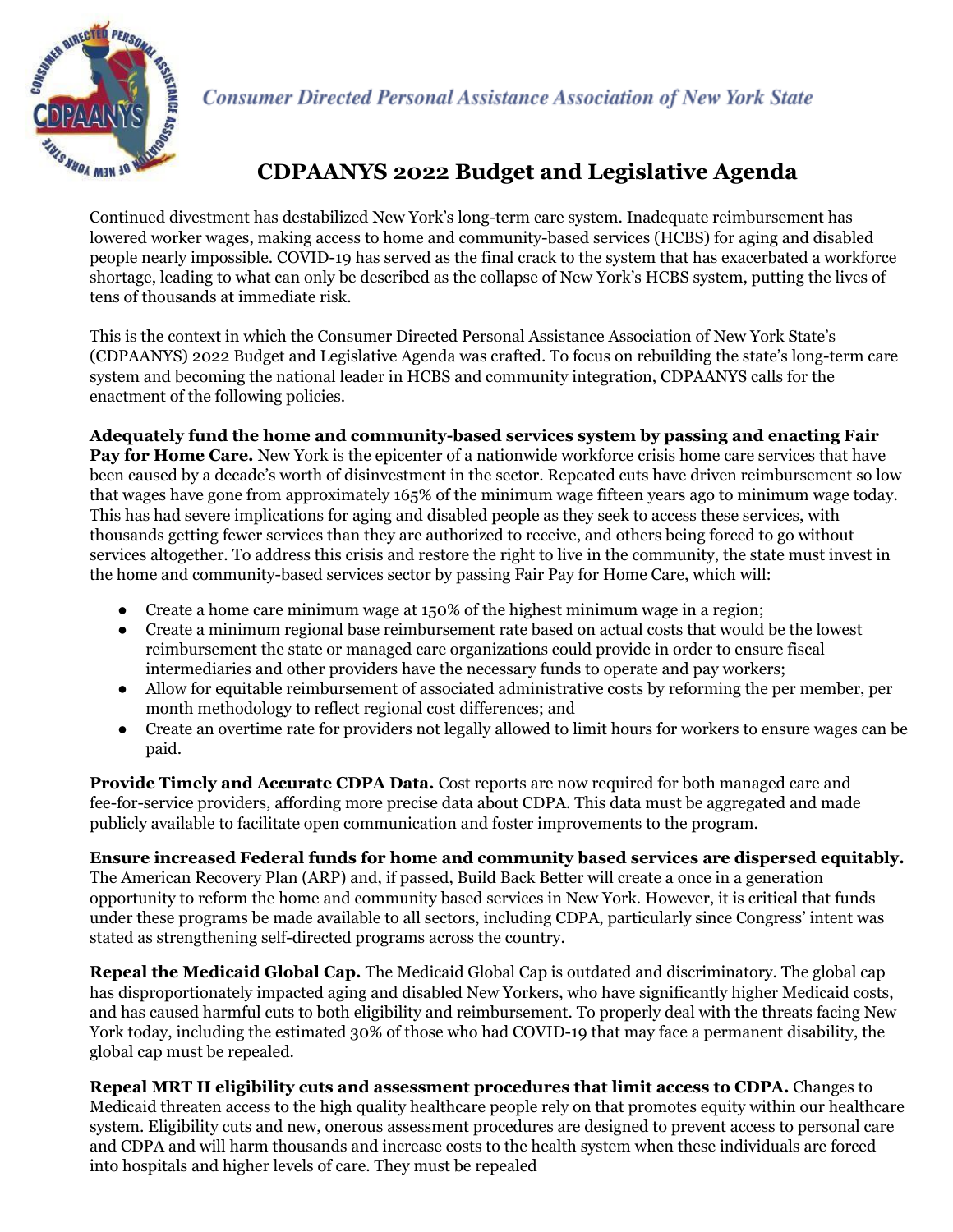Consumer Directed Personal Assistance Association of New York State

# CDPAANYS 2022 Budget and Legislative Agenda

Continued divestment has destabilized New York's long-term care system. Inadequate reimbursement has lowered worker wages, making access to home and community-based services (HCBS) for aging and disabled people nearly impossible. COVID-19 has served as the final crack to the system that has exacerbated a workforce shortage, leading to what can only be described as the collapse of New York's HCBS system, putting the lives of tens of thousands at immediate risk.

This is the context in which the Consumer Directed Personal Assistance Association of New York State's (CDPAANYS) 2022 Budget and Legislative Agenda was crafted. To focus on rebuilding the state's long-term care system and becoming the national leader in HCBS and community integration, CDPAANYS calls for the enactment of the following policies.

**Adequately fund the home and community-based services system by passing and enacting Fair Pay for Home Care.** New York is the epicenter of a nationwide workforce crisis home care services that have been caused by a decade's worth of disinvestment in the sector. Repeated cuts have driven reimbursement so low that wages have gone from approximately 165% of the minimum wage fifteen years ago to minimum wage today. This has had severe implications for aging and disabled people as they seek to access these services, with thousands getting fewer services than they are authorized to receive, and others being forced to go without services altogether. To address this crisis and restore the right to live in the community, the state must invest in the home and community-based services sector by passing Fair Pay for Home Care, which will:

- Create a home care minimum wage at 150% of the highest minimum wage in a region;
- Create a minimum regional base reimbursement rate based on actual costs that would be the lowest reimbursement the state or managed care organizations could provide in order to ensure fiscal intermediaries and other providers have the necessary funds to operate and pay workers;
- Allow for equitable reimbursement of associated administrative costs by reforming the per member, per month methodology to reflect regional cost differences; and
- Create an overtime rate for providers not legally allowed to limit hours for workers to ensure wages can be paid.

**Provide Timely and Accurate CDPA Data.** Cost reports are now required for both managed care and fee-for-service providers, affording more precise data about CDPA. This data must be aggregated and made publicly available to facilitate open communication and foster improvements to the program.

**Ensure increased Federal funds for home and community based services are dispersed equitably.** The American Recovery Plan (ARP) and, if passed, Build Back Better will create a once in a generation opportunity to reform the home and community based services in New York. However, it is critical that funds under these programs be made available to all sectors, including CDPA, particularly since Congress' intent was stated as strengthening self-directed programs across the country.

**Repeal the Medicaid Global Cap.** The Medicaid Global Cap is outdated and discriminatory. The global cap has disproportionately impacted aging and disabled New Yorkers, who have significantly higher Medicaid costs, and has caused harmful cuts to both eligibility and reimbursement. To properly deal with the threats facing New York today, including the estimated 30% of those who had COVID-19 that may face a permanent disability, the global cap must be repealed.

**Repeal MRT II eligibility cuts and assessment procedures that limit access to CDPA.** Changes to Medicaid threaten access to the high quality healthcare people rely on that promotes equity within our healthcare system. Eligibility cuts and new, onerous assessment procedures are designed to prevent access to personal care and CDPA and will harm thousands and increase costs to the health system when these individuals are forced into hospitals and higher levels of care. They must be repealed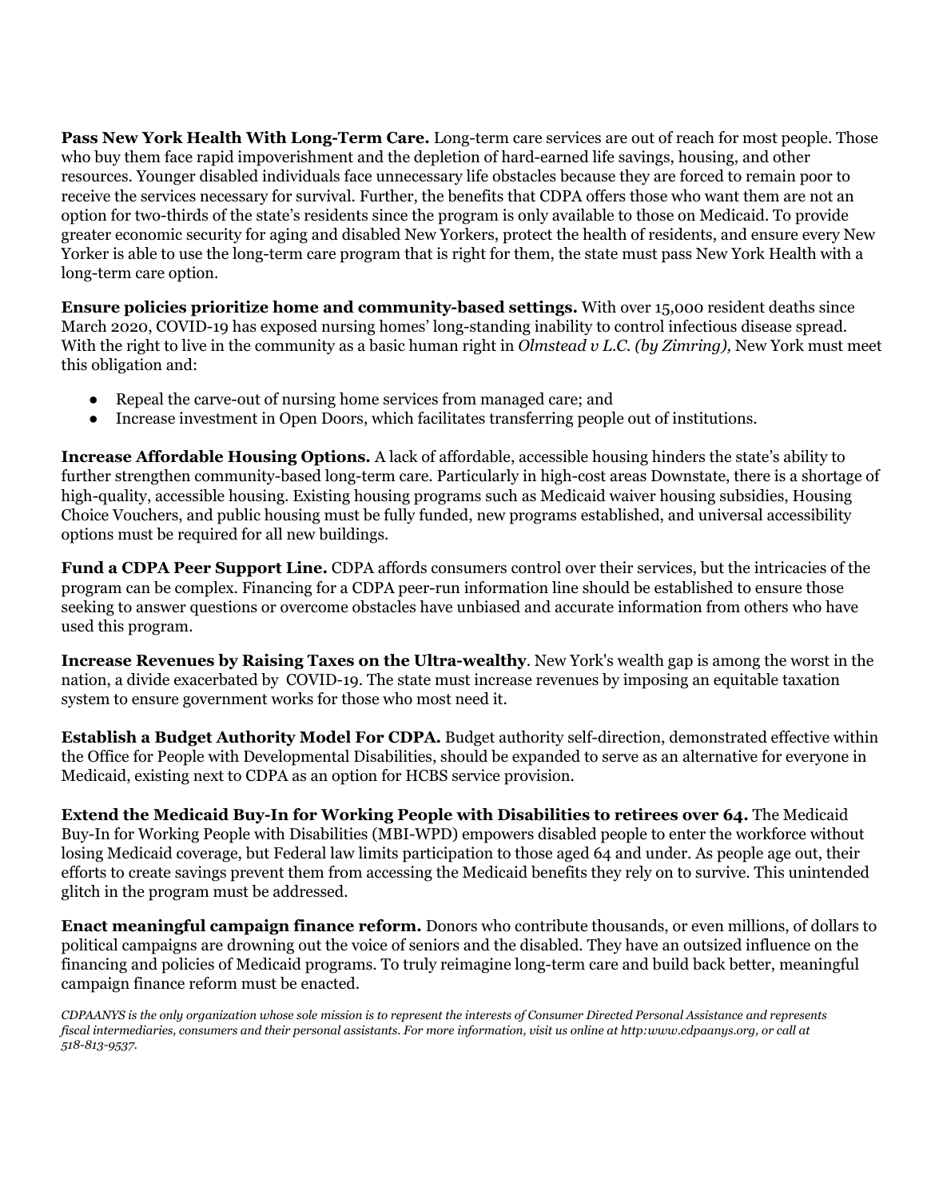**Pass New York Health With Long-Term Care.** Long-term care services are out of reach for most people. Those who buy them face rapid impoverishment and the depletion of hard-earned life savings, housing, and other resources. Younger disabled individuals face unnecessary life obstacles because they are forced to remain poor to receive the services necessary for survival. Further, the benefits that CDPA offers those who want them are not an option for two-thirds of the state's residents since the program is only available to those on Medicaid. To provide greater economic security for aging and disabled New Yorkers, protect the health of residents, and ensure every New Yorker is able to use the long-term care program that is right for them, the state must pass New York Health with a long-term care option.

**Ensure policies prioritize home and community-based settings.** With over 15,000 resident deaths since March 2020, COVID-19 has exposed nursing homes' long-standing inability to control infectious disease spread. With the right to live in the community as a basic human right in *Olmstead v L.C. (by Zimring),* New York must meet this obligation and:

- Repeal the carve-out of nursing home services from managed care; and
- Increase investment in Open Doors, which facilitates transferring people out of institutions.

**Increase Affordable Housing Options.** A lack of affordable, accessible housing hinders the state's ability to further strengthen community-based long-term care. Particularly in high-cost areas Downstate, there is a shortage of high-quality, accessible housing. Existing housing programs such as Medicaid waiver housing subsidies, Housing Choice Vouchers, and public housing must be fully funded, new programs established, and universal accessibility options must be required for all new buildings.

**Fund a CDPA Peer Support Line.** CDPA affords consumers control over their services, but the intricacies of the program can be complex. Financing for a CDPA peer-run information line should be established to ensure those seeking to answer questions or overcome obstacles have unbiased and accurate information from others who have used this program.

**Increase Revenues by Raising Taxes on the Ultra-wealthy**. New York's wealth gap is among the worst in the nation, a divide exacerbated by COVID-19. The state must increase revenues by imposing an equitable taxation system to ensure government works for those who most need it.

**Establish a Budget Authority Model For CDPA.** Budget authority self-direction, demonstrated effective within the Office for People with Developmental Disabilities, should be expanded to serve as an alternative for everyone in Medicaid, existing next to CDPA as an option for HCBS service provision.

**Extend the Medicaid Buy-In for Working People with Disabilities to retirees over 64.** The Medicaid Buy-In for Working People with Disabilities (MBI-WPD) empowers disabled people to enter the workforce without losing Medicaid coverage, but Federal law limits participation to those aged 64 and under. As people age out, their efforts to create savings prevent them from accessing the Medicaid benefits they rely on to survive. This unintended glitch in the program must be addressed.

**Enact meaningful campaign finance reform.** Donors who contribute thousands, or even millions, of dollars to political campaigns are drowning out the voice of seniors and the disabled. They have an outsized influence on the financing and policies of Medicaid programs. To truly reimagine long-term care and build back better, meaningful campaign finance reform must be enacted.

*CDPAANYS is the only organization whose sole mission is to represent the interests of Consumer Directed Personal Assistance and represents fiscal intermediaries, consumers and their personal assistants. For more information, visit us online at http:www.cdpaanys.org, or call at 518-813-9537.*